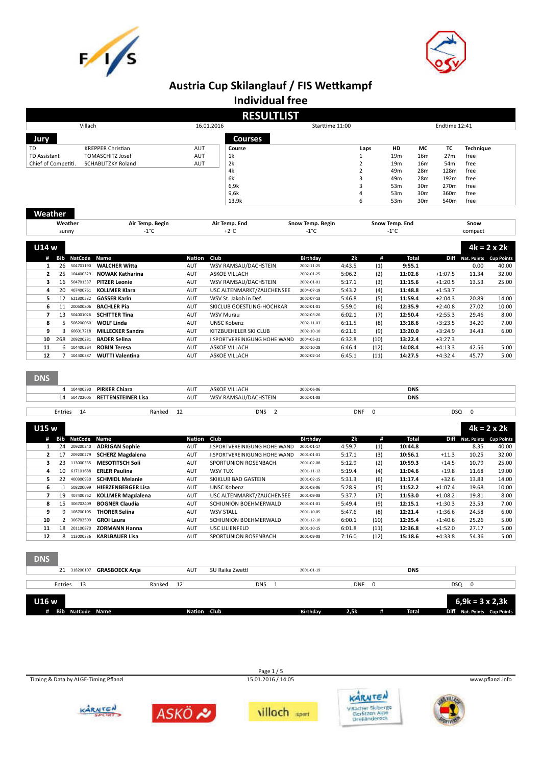# Austria Cup Skilanglauf / FIS Wettkampf

## Individual free

## RESULTLIST

| Villach | 16.01.2016 | Starttime 11:00 | Endtime 12:41 |
|---|---|---|---|

### Jury

| | | |
|---|---|---|
| TD | KREPPER Christian | AUT |
| TD Assistant | TOMASCHITZ Josef | AUT |
| Chief of Competiti. | SCHABLITZKY Roland | AUT |

### Courses

| Course | Laps | HD | MC | TC | Technique |
|---|---|---|---|---|---|
| 1k | 1 | 19m | 16m | 27m | free |
| 2k | 2 | 19m | 16m | 54m | free |
| 4k | 2 | 49m | 28m | 128m | free |
| 6k | 3 | 49m | 28m | 192m | free |
| 6,9k | 3 | 53m | 30m | 270m | free |
| 9,6k | 4 | 53m | 30m | 360m | free |
| 13,9k | 6 | 53m | 30m | 540m | free |

### Weather

| Weather | Air Temp. Begin | Air Temp. End | Snow Temp. Begin | Snow Temp. End | Snow |
|---|---|---|---|---|---|
| sunny | -1°C | +2°C | -1°C | -1°C | compact |

### U14 w — 4k = 2 x 2k

| # | Bib | NatCode | Name | Nation | Club | Birthday | 2k | # | Total | Diff | Nat. Points | Cup Points |
|---|---|---|---|---|---|---|---|---|---|---|---|---|
| 1 | 26 | 504701190 | **WALCHER Witta** | AUT | WSV RAMSAU/DACHSTEIN | 2002-11-25 | 4:43.5 | (1) | **9:55.1** | | 0.00 | 40.00 |
| 2 | 25 | 104400329 | **NOWAK Katharina** | AUT | ASKOE VILLACH | 2002-01-25 | 5:06.2 | (2) | **11:02.6** | +1:07.5 | 11.34 | 32.00 |
| 3 | 16 | 504701537 | **PITZER Leonie** | AUT | WSV RAMSAU/DACHSTEIN | 2002-01-01 | 5:17.1 | (3) | **11:15.6** | +1:20.5 | 13.53 | 25.00 |
| 4 | 20 | 407400761 | **KOLLMER Klara** | AUT | USC ALTENMARKT/ZAUCHENSEE | 2004-07-19 | 5:43.2 | (4) | **11:48.8** | +1:53.7 | | |
| 5 | 12 | 621300532 | **GASSER Karin** | AUT | WSV St. Jakob in Def. | 2002-07-13 | 5:46.8 | (5) | **11:59.4** | +2:04.3 | 20.89 | 14.00 |
| 6 | 11 | 200500806 | **BACHLER Pia** | AUT | SKICLUB GOESTLING-HOCHKAR | 2002-01-01 | 5:59.0 | (6) | **12:35.9** | +2:40.8 | 27.02 | 10.00 |
| 7 | 13 | 504001026 | **SCHITTER Tina** | AUT | WSV Murau | 2002-03-26 | 6:02.1 | (7) | **12:50.4** | +2:55.3 | 29.46 | 8.00 |
| 8 | 5 | 508200060 | **WOLF Linda** | AUT | UNSC Kobenz | 2002-11-03 | 6:11.5 | (8) | **13:18.6** | +3:23.5 | 34.20 | 7.00 |
| 9 | 3 | 606017218 | **MILLECKER Sandra** | AUT | KITZBUEHELER SKI CLUB | 2002-10-10 | 6:21.6 | (9) | **13:20.0** | +3:24.9 | 34.43 | 6.00 |
| 10 | 268 | 209200281 | **BADER Selina** | AUT | I.SPORTVEREINIGUNG HOHE WAND | 2004-05-31 | 6:32.8 | (10) | **13:22.4** | +3:27.3 | | |
| 11 | 6 | 104400364 | **ROBIN Teresa** | AUT | ASKOE VILLACH | 2002-10-28 | 6:46.4 | (12) | **14:08.4** | +4:13.3 | 42.56 | 5.00 |
| 12 | 7 | 104400387 | **WUTTI Valentina** | AUT | ASKOE VILLACH | 2002-02-14 | 6:45.1 | (11) | **14:27.5** | +4:32.4 | 45.77 | 5.00 |

#### DNS

| Bib | NatCode | Name | Nation | Club | Birthday | Total |
|---|---|---|---|---|---|---|
| 4 | 104400390 | **PIRKER Chiara** | AUT | ASKOE VILLACH | 2002-06-06 | **DNS** |
| 14 | 504702005 | **RETTENSTEINER Lisa** | AUT | WSV RAMSAU/DACHSTEIN | 2002-01-08 | **DNS** |

Entries 14 | Ranked 12 | DNS 2 | DNF 0 | DSQ 0

### U15 w — 4k = 2 x 2k

| # | Bib | NatCode | Name | Nation | Club | Birthday | 2k | # | Total | Diff | Nat. Points | Cup Points |
|---|---|---|---|---|---|---|---|---|---|---|---|---|
| 1 | 24 | 209200240 | **ADRIGAN Sophie** | AUT | I.SPORTVEREINIGUNG HOHE WAND | 2001-01-17 | 4:59.7 | (1) | **10:44.8** | | 8.35 | 40.00 |
| 2 | 17 | 209200279 | **SCHERZ Magdalena** | AUT | I.SPORTVEREINIGUNG HOHE WAND | 2001-01-01 | 5:17.1 | (3) | **10:56.1** | +11.3 | 10.25 | 32.00 |
| 3 | 23 | 113000335 | **MESOTITSCH Soli** | AUT | SPORTUNION ROSENBACH | 2001-02-08 | 5:12.9 | (2) | **10:59.3** | +14.5 | 10.79 | 25.00 |
| 4 | 10 | 617101688 | **ERLER Paulina** | AUT | WSV TUX | 2001-11-12 | 5:19.4 | (4) | **11:04.6** | +19.8 | 11.68 | 19.00 |
| 5 | 22 | 400300930 | **SCHMIDL Melanie** | AUT | SKIKLUB BAD GASTEIN | 2001-02-15 | 5:31.3 | (6) | **11:17.4** | +32.6 | 13.83 | 14.00 |
| 6 | 1 | 508200099 | **HIERZENBERGER Lisa** | AUT | UNSC Kobenz | 2001-08-06 | 5:28.9 | (5) | **11:52.2** | +1:07.4 | 19.68 | 10.00 |
| 7 | 19 | 407400762 | **KOLLMER Magdalena** | AUT | USC ALTENMARKT/ZAUCHENSEE | 2001-09-08 | 5:37.7 | (7) | **11:53.0** | +1:08.2 | 19.81 | 8.00 |
| 8 | 15 | 306702409 | **BOGNER Claudia** | AUT | SCHIUNION BOEHMERWALD | 2001-01-01 | 5:49.4 | (9) | **12:15.1** | +1:30.3 | 23.53 | 7.00 |
| 9 | 9 | 108700105 | **THORER Selina** | AUT | WSV STALL | 2001-10-05 | 5:47.6 | (8) | **12:21.4** | +1:36.6 | 24.58 | 6.00 |
| 10 | 2 | 306702509 | **GROI Laura** | AUT | SCHIUNION BOEHMERWALD | 2001-12-10 | 6:00.1 | (10) | **12:25.4** | +1:40.6 | 25.26 | 5.00 |
| 11 | 18 | 201100870 | **ZORMANN Hanna** | AUT | USC LILIENFELD | 2001-10-15 | 6:01.8 | (11) | **12:36.8** | +1:52.0 | 27.17 | 5.00 |
| 12 | 8 | 113000336 | **KARLBAUER Lisa** | AUT | SPORTUNION ROSENBACH | 2001-09-08 | 7:16.0 | (12) | **15:18.6** | +4:33.8 | 54.36 | 5.00 |

#### DNS

| Bib | NatCode | Name | Nation | Club | Birthday | Total |
|---|---|---|---|---|---|---|
| 21 | 318200107 | **GRASBOECK Anja** | AUT | SU Raika Zwettl | 2001-01-19 | **DNS** |

Entries 13 | Ranked 12 | DNS 1 | DNF 0 | DSQ 0

### U16 w — 6,9k = 3 x 2,3k

| # | Bib | NatCode | Name | Nation | Club | Birthday | 2,5k | # | Total | Diff | Nat. Points | Cup Points |
|---|---|---|---|---|---|---|---|---|---|---|---|---|

Timing & Data by ALGE-Timing Pflanzl | 15.01.2016 / 14:05 | www.pflanzl.info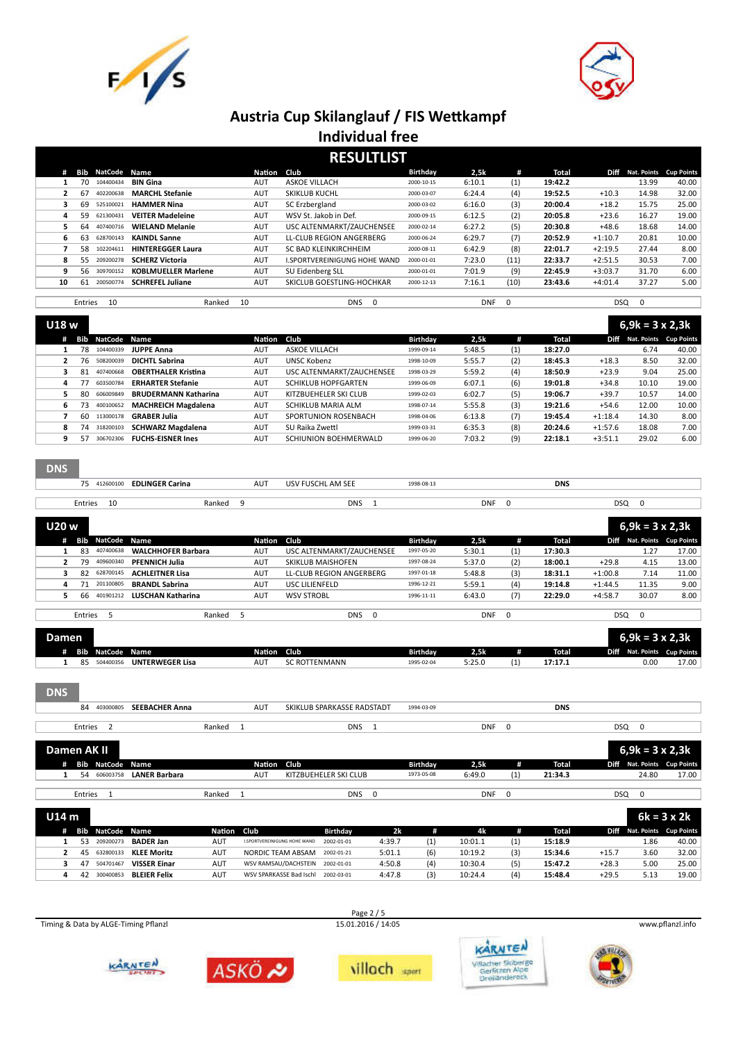# Austria Cup Skilanglauf / FIS Wettkampf

## Individual free

### RESULTLIST

| # | Bib | NatCode | Name | Nation | Club | Birthday | 2,5k | # | Total | Diff | Nat. Points | Cup Points |
|---|---|---|---|---|---|---|---|---|---|---|---|---|
| 1 | 70 | 104400434 | **BIN Gina** | AUT | ASKOE VILLACH | 2000-10-15 | 6:10.1 | (1) | **19:42.2** | | 13.99 | 40.00 |
| 2 | 67 | 402200638 | **MARCHL Stefanie** | AUT | SKIKLUB KUCHL | 2000-03-07 | 6:24.4 | (4) | **19:52.5** | +10.3 | 14.98 | 32.00 |
| 3 | 69 | 525100021 | **HAMMER Nina** | AUT | SC Erzbergland | 2000-03-02 | 6:16.0 | (3) | **20:00.4** | +18.2 | 15.75 | 25.00 |
| 4 | 59 | 621300431 | **VEITER Madeleine** | AUT | WSV St. Jakob in Def. | 2000-09-15 | 6:12.5 | (2) | **20:05.8** | +23.6 | 16.27 | 19.00 |
| 5 | 64 | 407400716 | **WIELAND Melanie** | AUT | USC ALTENMARKT/ZAUCHENSEE | 2000-02-14 | 6:27.2 | (5) | **20:30.8** | +48.6 | 18.68 | 14.00 |
| 6 | 63 | 628700143 | **KAINDL Sanne** | AUT | LL-CLUB REGION ANGERBERG | 2000-06-24 | 6:29.7 | (7) | **20:52.9** | +1:10.7 | 20.81 | 10.00 |
| 7 | 58 | 102204611 | **HINTEREGGER Laura** | AUT | SC BAD KLEINKIRCHHEIM | 2000-08-11 | 6:42.9 | (8) | **22:01.7** | +2:19.5 | 27.44 | 8.00 |
| 8 | 55 | 209200278 | **SCHERZ Victoria** | AUT | I.SPORTVEREINIGUNG HOHE WAND | 2000-01-01 | 7:23.0 | (11) | **22:33.7** | +2:51.5 | 30.53 | 7.00 |
| 9 | 56 | 309700152 | **KOBLMUELLER Marlene** | AUT | SU Eidenberg SLL | 2000-01-01 | 7:01.9 | (9) | **22:45.9** | +3:03.7 | 31.70 | 6.00 |
| 10 | 61 | 200500774 | **SCHREFEL Juliane** | AUT | SKICLUB GOESTLING-HOCHKAR | 2000-12-13 | 7:16.1 | (10) | **23:43.6** | +4:01.4 | 37.27 | 5.00 |

Entries 10 | Ranked 10 | DNS 0 | DNF 0 | DSQ 0

### U18 w — 6,9k = 3 x 2,3k

| # | Bib | NatCode | Name | Nation | Club | Birthday | 2,5k | # | Total | Diff | Nat. Points | Cup Points |
|---|---|---|---|---|---|---|---|---|---|---|---|---|
| 1 | 78 | 104400339 | **JUPPE Anna** | AUT | ASKOE VILLACH | 1999-09-14 | 5:48.5 | (1) | **18:27.0** | | 6.74 | 40.00 |
| 2 | 76 | 508200039 | **DICHTL Sabrina** | AUT | UNSC Kobenz | 1998-10-09 | 5:55.7 | (2) | **18:45.3** | +18.3 | 8.50 | 32.00 |
| 3 | 81 | 407400668 | **OBERTHALER Kristina** | AUT | USC ALTENMARKT/ZAUCHENSEE | 1998-03-29 | 5:59.2 | (4) | **18:50.9** | +23.9 | 9.04 | 25.00 |
| 4 | 77 | 603500784 | **ERHARTER Stefanie** | AUT | SCHIKLUB HOPFGARTEN | 1999-06-09 | 6:07.1 | (6) | **19:01.8** | +34.8 | 10.10 | 19.00 |
| 5 | 80 | 606009849 | **BRUDERMANN Katharina** | AUT | KITZBUEHELER SKI CLUB | 1999-02-03 | 6:02.7 | (5) | **19:06.7** | +39.7 | 10.57 | 14.00 |
| 6 | 73 | 400100652 | **MACHREICH Magdalena** | AUT | SCHIKLUB MARIA ALM | 1998-07-14 | 5:55.8 | (3) | **19:21.6** | +54.6 | 12.00 | 10.00 |
| 7 | 60 | 113000178 | **GRABER Julia** | AUT | SPORTUNION ROSENBACH | 1998-04-06 | 6:13.8 | (7) | **19:45.4** | +1:18.4 | 14.30 | 8.00 |
| 8 | 74 | 318200103 | **SCHWARZ Magdalena** | AUT | SU Raika Zwettl | 1999-03-31 | 6:35.3 | (8) | **20:24.6** | +1:57.6 | 18.08 | 7.00 |
| 9 | 57 | 306702306 | **FUCHS-EISNER Ines** | AUT | SCHIUNION BOEHMERWALD | 1999-06-20 | 7:03.2 | (9) | **22:18.1** | +3:51.1 | 29.02 | 6.00 |

**DNS**

| Bib | NatCode | Name | Nation | Club | Birthday | Total |
|---|---|---|---|---|---|---|
| 75 | 412600100 | **EDLINGER Carina** | AUT | USV FUSCHL AM SEE | 1998-08-13 | **DNS** |

Entries 10 | Ranked 9 | DNS 1 | DNF 0 | DSQ 0

### U20 w — 6,9k = 3 x 2,3k

| # | Bib | NatCode | Name | Nation | Club | Birthday | 2,5k | # | Total | Diff | Nat. Points | Cup Points |
|---|---|---|---|---|---|---|---|---|---|---|---|---|
| 1 | 83 | 407400638 | **WALCHHOFER Barbara** | AUT | USC ALTENMARKT/ZAUCHENSEE | 1997-05-20 | 5:30.1 | (1) | **17:30.3** | | 1.27 | 17.00 |
| 2 | 79 | 409600340 | **PFENNICH Julia** | AUT | SKIKLUB MAISHOFEN | 1997-08-24 | 5:37.0 | (2) | **18:00.1** | +29.8 | 4.15 | 13.00 |
| 3 | 82 | 628700145 | **ACHLEITNER Lisa** | AUT | LL-CLUB REGION ANGERBERG | 1997-01-18 | 5:48.8 | (3) | **18:31.1** | +1:00.8 | 7.14 | 11.00 |
| 4 | 71 | 201100805 | **BRANDL Sabrina** | AUT | USC LILIENFELD | 1996-12-21 | 5:59.1 | (4) | **19:14.8** | +1:44.5 | 11.35 | 9.00 |
| 5 | 66 | 401901212 | **LUSCHAN Katharina** | AUT | WSV STROBL | 1996-11-11 | 6:43.0 | (7) | **22:29.0** | +4:58.7 | 30.07 | 8.00 |

Entries 5 | Ranked 5 | DNS 0 | DNF 0 | DSQ 0

### Damen — 6,9k = 3 x 2,3k

| # | Bib | NatCode | Name | Nation | Club | Birthday | 2,5k | # | Total | Diff | Nat. Points | Cup Points |
|---|---|---|---|---|---|---|---|---|---|---|---|---|
| 1 | 85 | 504400356 | **UNTERWEGER Lisa** | AUT | SC ROTTENMANN | 1995-02-04 | 5:25.0 | (1) | **17:17.1** | | 0.00 | 17.00 |

**DNS**

| Bib | NatCode | Name | Nation | Club | Birthday | Total |
|---|---|---|---|---|---|---|
| 84 | 403000805 | **SEEBACHER Anna** | AUT | SKIKLUB SPARKASSE RADSTADT | 1994-03-09 | **DNS** |

Entries 2 | Ranked 1 | DNS 1 | DNF 0 | DSQ 0

### Damen AK II — 6,9k = 3 x 2,3k

| # | Bib | NatCode | Name | Nation | Club | Birthday | 2,5k | # | Total | Diff | Nat. Points | Cup Points |
|---|---|---|---|---|---|---|---|---|---|---|---|---|
| 1 | 54 | 606003758 | **LANER Barbara** | AUT | KITZBUEHELER SKI CLUB | 1973-05-08 | 6:49.0 | (1) | **21:34.3** | | 24.80 | 17.00 |

Entries 1 | Ranked 1 | DNS 0 | DNF 0 | DSQ 0

### U14 m — 6k = 3 x 2k

| # | Bib | NatCode | Name | Nation | Club | Birthday | 2k | # | 4k | # | Total | Diff | Nat. Points | Cup Points |
|---|---|---|---|---|---|---|---|---|---|---|---|---|---|---|
| 1 | 53 | 209200273 | **BADER Jan** | AUT | I.SPORTVEREINIGUNG HOHE WAND | 2002-01-01 | 4:39.7 | (1) | 10:01.1 | (1) | **15:18.9** | | 1.86 | 40.00 |
| 2 | 45 | 632800133 | **KLEE Moritz** | AUT | NORDIC TEAM ABSAM | 2002-01-21 | 5:01.1 | (6) | 10:19.2 | (3) | **15:34.6** | +15.7 | 3.60 | 32.00 |
| 3 | 47 | 504701467 | **VISSER Einar** | AUT | WSV RAMSAU/DACHSTEIN | 2002-01-01 | 4:50.8 | (4) | 10:30.4 | (5) | **15:47.2** | +28.3 | 5.00 | 25.00 |
| 4 | 42 | 300400853 | **BLEIER Felix** | AUT | WSV SPARKASSE Bad Ischl | 2002-03-01 | 4:47.8 | (3) | 10:24.4 | (4) | **15:48.4** | +29.5 | 5.13 | 19.00 |

Timing & Data by ALGE-Timing Pflanzl — 15.01.2016 / 14:05 — www.pflanzl.info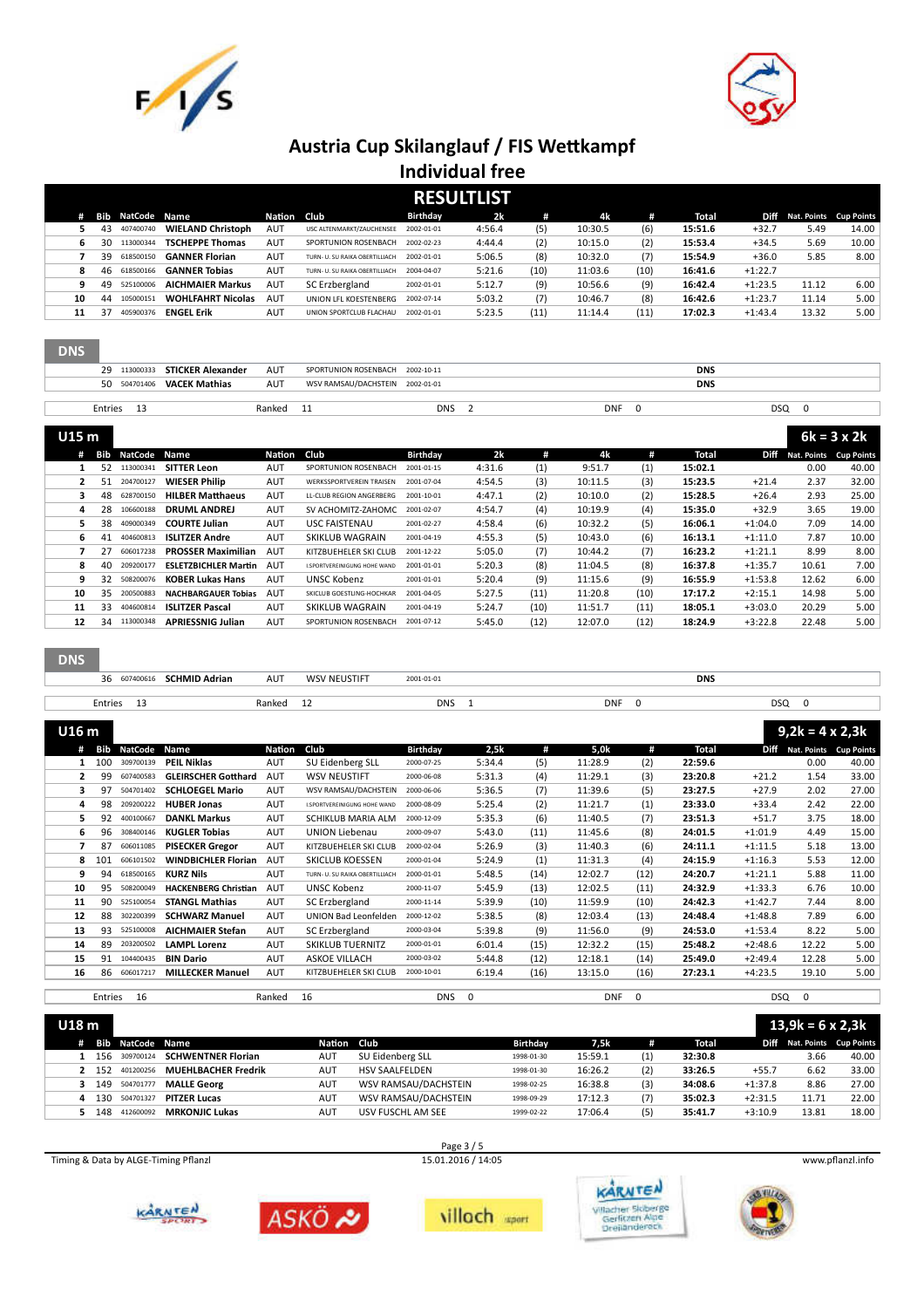# Austria Cup Skilanglauf / FIS Wettkampf

## Individual free

## RESULTLIST

| # | Bib | NatCode | Name | Nation | Club | Birthday | 2k | # | 4k | # | Total | Diff | Nat. Points | Cup Points |
|---|---|---|---|---|---|---|---|---|---|---|---|---|---|---|
| 5 | 43 | 407400740 | WIELAND Christoph | AUT | USC ALTENMARKT/ZAUCHENSEE | 2002-01-01 | 4:56.4 | (5) | 10:30.5 | (6) | 15:51.6 | +32.7 | 5.49 | 14.00 |
| 6 | 30 | 113000344 | TSCHEPPE Thomas | AUT | SPORTUNION ROSENBACH | 2002-02-23 | 4:44.4 | (2) | 10:15.0 | (2) | 15:53.4 | +34.5 | 5.69 | 10.00 |
| 7 | 39 | 618500150 | GANNER Florian | AUT | TURN- U. SU RAIKA OBERTILLIACH | 2002-01-01 | 5:06.5 | (8) | 10:32.0 | (7) | 15:54.9 | +36.0 | 5.85 | 8.00 |
| 8 | 46 | 618500166 | GANNER Tobias | AUT | TURN- U. SU RAIKA OBERTILLIACH | 2004-04-07 | 5:21.6 | (10) | 11:03.6 | (10) | 16:41.6 | +1:22.7 | | |
| 9 | 49 | 525100006 | AICHMAIER Markus | AUT | SC Erzbergland | 2002-01-01 | 5:12.7 | (9) | 10:56.6 | (9) | 16:42.4 | +1:23.5 | 11.12 | 6.00 |
| 10 | 44 | 105000151 | WOHLFAHRT Nicolas | AUT | UNION LFL KOESTENBERG | 2002-07-14 | 5:03.2 | (7) | 10:46.7 | (8) | 16:42.6 | +1:23.7 | 11.14 | 5.00 |
| 11 | 37 | 405900376 | ENGEL Erik | AUT | UNION SPORTCLUB FLACHAU | 2002-01-01 | 5:23.5 | (11) | 11:14.4 | (11) | 17:02.3 | +1:43.4 | 13.32 | 5.00 |

### DNS

| Bib | NatCode | Name | Nation | Club | Birthday | Total |
|---|---|---|---|---|---|---|
| 29 | 113000333 | STICKER Alexander | AUT | SPORTUNION ROSENBACH | 2002-10-11 | DNS |
| 50 | 504701406 | VACEK Mathias | AUT | WSV RAMSAU/DACHSTEIN | 2002-01-01 | DNS |

Entries 13 | Ranked 11 | DNS 2 | DNF 0 | DSQ 0

## U15 m — 6k = 3 x 2k

| # | Bib | NatCode | Name | Nation | Club | Birthday | 2k | # | 4k | # | Total | Diff | Nat. Points | Cup Points |
|---|---|---|---|---|---|---|---|---|---|---|---|---|---|---|
| 1 | 52 | 113000341 | SITTER Leon | AUT | SPORTUNION ROSENBACH | 2001-01-15 | 4:31.6 | (1) | 9:51.7 | (1) | 15:02.1 | | 0.00 | 40.00 |
| 2 | 51 | 204700127 | WIESER Philip | AUT | WERKSSPORTVEREIN TRAISEN | 2001-07-04 | 4:54.5 | (3) | 10:11.5 | (3) | 15:23.5 | +21.4 | 2.37 | 32.00 |
| 3 | 48 | 628700150 | HILBER Matthaeus | AUT | LL-CLUB REGION ANGERBERG | 2001-10-01 | 4:47.1 | (2) | 10:10.0 | (2) | 15:28.5 | +26.4 | 2.93 | 25.00 |
| 4 | 28 | 106600188 | DRUML ANDREJ | AUT | SV ACHOMITZ-ZAHOMC | 2001-02-07 | 4:54.7 | (4) | 10:19.9 | (4) | 15:35.0 | +32.9 | 3.65 | 19.00 |
| 5 | 38 | 409000349 | COURTE Julian | AUT | USC FAISTENAU | 2001-02-27 | 4:58.4 | (6) | 10:32.2 | (5) | 16:06.1 | +1:04.0 | 7.09 | 14.00 |
| 6 | 41 | 404600813 | ISLITZER Andre | AUT | SKIKLUB WAGRAIN | 2001-04-19 | 4:55.3 | (5) | 10:43.0 | (6) | 16:13.1 | +1:11.0 | 7.87 | 10.00 |
| 7 | 27 | 606017238 | PROSSER Maximilian | AUT | KITZBUEHELER SKI CLUB | 2001-12-22 | 5:05.0 | (7) | 10:44.2 | (7) | 16:23.2 | +1:21.1 | 8.99 | 8.00 |
| 8 | 40 | 209200177 | ESLETZBICHLER Martin | AUT | I.SPORTVEREINIGUNG HOHE WAND | 2001-01-01 | 5:20.3 | (8) | 11:04.5 | (8) | 16:37.8 | +1:35.7 | 10.61 | 7.00 |
| 9 | 32 | 508200076 | KOBER Lukas Hans | AUT | UNSC Kobenz | 2001-01-01 | 5:20.4 | (9) | 11:15.6 | (9) | 16:55.9 | +1:53.8 | 12.62 | 6.00 |
| 10 | 35 | 200500883 | NACHBARGAUER Tobias | AUT | SKICLUB GOESTLING-HOCHKAR | 2001-04-05 | 5:27.5 | (11) | 11:20.8 | (10) | 17:17.2 | +2:15.1 | 14.98 | 5.00 |
| 11 | 33 | 404600814 | ISLITZER Pascal | AUT | SKIKLUB WAGRAIN | 2001-04-19 | 5:24.7 | (10) | 11:51.7 | (11) | 18:05.1 | +3:03.0 | 20.29 | 5.00 |
| 12 | 34 | 113000348 | APRIESSNIG Julian | AUT | SPORTUNION ROSENBACH | 2001-07-12 | 5:45.0 | (12) | 12:07.0 | (12) | 18:24.9 | +3:22.8 | 22.48 | 5.00 |

### DNS

| Bib | NatCode | Name | Nation | Club | Birthday | Total |
|---|---|---|---|---|---|---|
| 36 | 607400616 | SCHMID Adrian | AUT | WSV NEUSTIFT | 2001-01-01 | DNS |

Entries 13 | Ranked 12 | DNS 1 | DNF 0 | DSQ 0

## U16 m — 9,2k = 4 x 2,3k

| # | Bib | NatCode | Name | Nation | Club | Birthday | 2,5k | # | 5,0k | # | Total | Diff | Nat. Points | Cup Points |
|---|---|---|---|---|---|---|---|---|---|---|---|---|---|---|
| 1 | 100 | 309700139 | PEIL Niklas | AUT | SU Eidenberg SLL | 2000-07-25 | 5:34.4 | (5) | 11:28.9 | (2) | 22:59.6 | | 0.00 | 40.00 |
| 2 | 99 | 607400583 | GLEIRSCHER Gotthard | AUT | WSV NEUSTIFT | 2000-06-08 | 5:31.3 | (4) | 11:29.1 | (3) | 23:20.8 | +21.2 | 1.54 | 33.00 |
| 3 | 97 | 504701402 | SCHLOEGEL Mario | AUT | WSV RAMSAU/DACHSTEIN | 2000-06-06 | 5:36.5 | (7) | 11:39.6 | (5) | 23:27.5 | +27.9 | 2.02 | 27.00 |
| 4 | 98 | 209200222 | HUBER Jonas | AUT | I.SPORTVEREINIGUNG HOHE WAND | 2000-08-09 | 5:25.4 | (2) | 11:21.7 | (1) | 23:33.0 | +33.4 | 2.42 | 22.00 |
| 5 | 92 | 400100667 | DANKL Markus | AUT | SCHIKLUB MARIA ALM | 2000-12-09 | 5:35.3 | (6) | 11:40.5 | (7) | 23:51.3 | +51.7 | 3.75 | 18.00 |
| 6 | 96 | 308400146 | KUGLER Tobias | AUT | UNION Liebenau | 2000-09-07 | 5:43.0 | (11) | 11:45.6 | (8) | 24:01.5 | +1:01.9 | 4.49 | 15.00 |
| 7 | 87 | 606011085 | PISECKER Gregor | AUT | KITZBUEHELER SKI CLUB | 2000-02-04 | 5:26.9 | (3) | 11:40.3 | (6) | 24:11.1 | +1:11.5 | 5.18 | 13.00 |
| 8 | 101 | 606101502 | WINDBICHLER Florian | AUT | SKICLUB KOESSEN | 2000-01-04 | 5:24.9 | (1) | 11:31.3 | (4) | 24:15.9 | +1:16.3 | 5.53 | 12.00 |
| 9 | 94 | 618500165 | KURZ Nils | AUT | TURN- U. SU RAIKA OBERTILLIACH | 2000-01-01 | 5:48.5 | (14) | 12:02.7 | (12) | 24:20.7 | +1:21.1 | 5.88 | 11.00 |
| 10 | 95 | 508200049 | HACKENBERG Christian | AUT | UNSC Kobenz | 2000-11-07 | 5:45.9 | (13) | 12:02.5 | (11) | 24:32.9 | +1:33.3 | 6.76 | 10.00 |
| 11 | 90 | 525100054 | STANGL Mathias | AUT | SC Erzbergland | 2000-11-14 | 5:39.9 | (10) | 11:59.9 | (10) | 24:42.3 | +1:42.7 | 7.44 | 8.00 |
| 12 | 88 | 302200399 | SCHWARZ Manuel | AUT | UNION Bad Leonfelden | 2000-12-02 | 5:38.5 | (8) | 12:03.4 | (13) | 24:48.4 | +1:48.8 | 7.89 | 6.00 |
| 13 | 93 | 525100008 | AICHMAIER Stefan | AUT | SC Erzbergland | 2000-03-04 | 5:39.8 | (9) | 11:56.0 | (9) | 24:53.0 | +1:53.4 | 8.22 | 5.00 |
| 14 | 89 | 203200502 | LAMPL Lorenz | AUT | SKIKLUB TUERNITZ | 2000-01-01 | 6:01.4 | (15) | 12:32.2 | (15) | 25:48.2 | +2:48.6 | 12.22 | 5.00 |
| 15 | 91 | 104400435 | BIN Dario | AUT | ASKOE VILLACH | 2000-03-02 | 5:44.8 | (12) | 12:18.1 | (14) | 25:49.0 | +2:49.4 | 12.28 | 5.00 |
| 16 | 86 | 606017217 | MILLECKER Manuel | AUT | KITZBUEHELER SKI CLUB | 2000-10-01 | 6:19.4 | (16) | 13:15.0 | (16) | 27:23.1 | +4:23.5 | 19.10 | 5.00 |

Entries 16 | Ranked 16 | DNS 0 | DNF 0 | DSQ 0

## U18 m — 13,9k = 6 x 2,3k

| # | Bib | NatCode | Name | Nation | Club | Birthday | 7,5k | # | Total | Diff | Nat. Points | Cup Points |
|---|---|---|---|---|---|---|---|---|---|---|---|---|
| 1 | 156 | 309700124 | SCHWENTNER Florian | AUT | SU Eidenberg SLL | 1998-01-30 | 15:59.1 | (1) | 32:30.8 | | 3.66 | 40.00 |
| 2 | 152 | 401200256 | MUEHLBACHER Fredrik | AUT | HSV SAALFELDEN | 1998-01-30 | 16:26.2 | (2) | 33:26.5 | +55.7 | 6.62 | 33.00 |
| 3 | 149 | 504701777 | MALLE Georg | AUT | WSV RAMSAU/DACHSTEIN | 1998-02-25 | 16:38.8 | (3) | 34:08.6 | +1:37.8 | 8.86 | 27.00 |
| 4 | 130 | 504701327 | PITZER Lucas | AUT | WSV RAMSAU/DACHSTEIN | 1998-09-29 | 17:12.3 | (7) | 35:02.3 | +2:31.5 | 11.71 | 22.00 |
| 5 | 148 | 412600092 | MRKONJIC Lukas | AUT | USV FUSCHL AM SEE | 1999-02-22 | 17:06.4 | (5) | 35:41.7 | +3:10.9 | 13.81 | 18.00 |

Timing & Data by ALGE-Timing Pflanzl | 15.01.2016 / 14:05 | www.pflanzl.info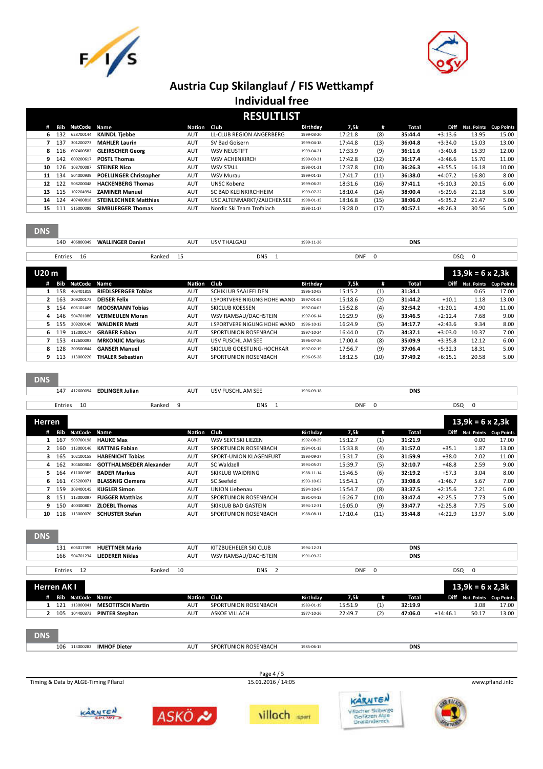# Austria Cup Skilanglauf / FIS Wettkampf

## Individual free

## RESULTLIST

| # | Bib | NatCode | Name | Nation | Club | Birthday | 7,5k | # | Total | Diff | Nat. Points | Cup Points |
|---|---|---|---|---|---|---|---|---|---|---|---|---|
| 6 | 132 | 628700144 | **KAINDL Tjebbe** | AUT | LL-CLUB REGION ANGERBERG | 1999-03-20 | 17:21.8 | (8) | **35:44.4** | +3:13.6 | 13.95 | 15.00 |
| 7 | 137 | 301200273 | **MAHLER Laurin** | AUT | SV Bad Goisern | 1999-04-18 | 17:44.8 | (13) | **36:04.8** | +3:34.0 | 15.03 | 13.00 |
| 8 | 116 | 607400582 | **GLEIRSCHER Georg** | AUT | WSV NEUSTIFT | 1999-04-21 | 17:33.9 | (9) | **36:11.6** | +3:40.8 | 15.39 | 12.00 |
| 9 | 142 | 600200617 | **POSTL Thomas** | AUT | WSV ACHENKIRCH | 1999-03-31 | 17:42.8 | (12) | **36:17.4** | +3:46.6 | 15.70 | 11.00 |
| 10 | 126 | 108700087 | **STEINER Nico** | AUT | WSV STALL | 1998-01-21 | 17:37.8 | (10) | **36:26.3** | +3:55.5 | 16.18 | 10.00 |
| 11 | 134 | 504000939 | **POELLINGER Christopher** | AUT | WSV Murau | 1999-01-13 | 17:41.7 | (11) | **36:38.0** | +4:07.2 | 16.80 | 8.00 |
| 12 | 122 | 508200048 | **HACKENBERG Thomas** | AUT | UNSC Kobenz | 1999-06-25 | 18:31.6 | (16) | **37:41.1** | +5:10.3 | 20.15 | 6.00 |
| 13 | 115 | 102204994 | **ZAMINER Manuel** | AUT | SC BAD KLEINKIRCHHEIM | 1999-07-22 | 18:10.4 | (14) | **38:00.4** | +5:29.6 | 21.18 | 5.00 |
| 14 | 124 | 407400818 | **STEINLECHNER Matthias** | AUT | USC ALTENMARKT/ZAUCHENSEE | 1998-01-15 | 18:16.8 | (15) | **38:06.0** | +5:35.2 | 21.47 | 5.00 |
| 15 | 111 | 516000098 | **SIMBUERGER Thomas** | AUT | Nordic Ski Team Trofaiach | 1998-11-17 | 19:28.0 | (17) | **40:57.1** | +8:26.3 | 30.56 | 5.00 |

### DNS

| Bib | NatCode | Name | Nation | Club | Birthday | Total |
|---|---|---|---|---|---|---|
| 140 | 406800349 | **WALLINGER Daniel** | AUT | USV THALGAU | 1999-11-26 | **DNS** |

Entries 16 | Ranked 15 | DNS 1 | DNF 0 | DSQ 0

## U20 m — 13,9k = 6 x 2,3k

| # | Bib | NatCode | Name | Nation | Club | Birthday | 7,5k | # | Total | Diff | Nat. Points | Cup Points |
|---|---|---|---|---|---|---|---|---|---|---|---|---|
| 1 | 158 | 403401819 | **RIEDLSPERGER Tobias** | AUT | SCHIKLUB SAALFELDEN | 1996-10-08 | 15:15.2 | (1) | **31:34.1** | | 0.65 | 17.00 |
| 2 | 163 | 209200173 | **DEISER Felix** | AUT | I.SPORTVEREINIGUNG HOHE WAND | 1997-01-03 | 15:18.6 | (2) | **31:44.2** | +10.1 | 1.18 | 13.00 |
| 3 | 154 | 606101469 | **MOOSMANN Tobias** | AUT | SKICLUB KOESSEN | 1997-04-03 | 15:52.8 | (4) | **32:54.2** | +1:20.1 | 4.90 | 11.00 |
| 4 | 146 | 504701086 | **VERMEULEN Moran** | AUT | WSV RAMSAU/DACHSTEIN | 1997-06-14 | 16:29.9 | (6) | **33:46.5** | +2:12.4 | 7.68 | 9.00 |
| 5 | 155 | 209200146 | **WALDNER Matti** | AUT | I.SPORTVEREINIGUNG HOHE WAND | 1996-10-12 | 16:24.9 | (5) | **34:17.7** | +2:43.6 | 9.34 | 8.00 |
| 6 | 119 | 113000174 | **GRABER Fabian** | AUT | SPORTUNION ROSENBACH | 1997-10-24 | 16:44.0 | (7) | **34:37.1** | +3:03.0 | 10.37 | 7.00 |
| 7 | 153 | 412600093 | **MRKONJIC Markus** | AUT | USV FUSCHL AM SEE | 1996-07-26 | 17:00.4 | (8) | **35:09.9** | +3:35.8 | 12.12 | 6.00 |
| 8 | 128 | 200500844 | **GANSER Manuel** | AUT | SKICLUB GOESTLING-HOCHKAR | 1997-02-19 | 17:56.7 | (9) | **37:06.4** | +5:32.3 | 18.31 | 5.00 |
| 9 | 113 | 113000220 | **THALER Sebastian** | AUT | SPORTUNION ROSENBACH | 1996-05-28 | 18:12.5 | (10) | **37:49.2** | +6:15.1 | 20.58 | 5.00 |

### DNS

| Bib | NatCode | Name | Nation | Club | Birthday | Total |
|---|---|---|---|---|---|---|
| 147 | 412600094 | **EDLINGER Julian** | AUT | USV FUSCHL AM SEE | 1996-09-18 | **DNS** |

Entries 10 | Ranked 9 | DNS 1 | DNF 0 | DSQ 0

## Herren — 13,9k = 6 x 2,3k

| # | Bib | NatCode | Name | Nation | Club | Birthday | 7,5k | # | Total | Diff | Nat. Points | Cup Points |
|---|---|---|---|---|---|---|---|---|---|---|---|---|
| 1 | 167 | 509700198 | **HAUKE Max** | AUT | WSV SEKT.SKI LIEZEN | 1992-08-29 | 15:12.7 | (1) | **31:21.9** | | 0.00 | 17.00 |
| 2 | 160 | 113000146 | **KATTNIG Fabian** | AUT | SPORTUNION ROSENBACH | 1994-01-13 | 15:33.8 | (4) | **31:57.0** | +35.1 | 1.87 | 13.00 |
| 3 | 165 | 102100158 | **HABENICHT Tobias** | AUT | SPORT-UNION KLAGENFURT | 1993-09-27 | 15:31.7 | (3) | **31:59.9** | +38.0 | 2.02 | 11.00 |
| 4 | 162 | 304600304 | **GOTTHALMSEDER Alexander** | AUT | SC Waldzell | 1994-05-27 | 15:39.7 | (5) | **32:10.7** | +48.8 | 2.59 | 9.00 |
| 5 | 164 | 611000389 | **BADER Markus** | AUT | SKIKLUB WAIDRING | 1988-11-14 | 15:46.5 | (6) | **32:19.2** | +57.3 | 3.04 | 8.00 |
| 6 | 161 | 625200071 | **BLASSNIG Clemens** | AUT | SC Seefeld | 1993-10-02 | 15:54.1 | (7) | **33:08.6** | +1:46.7 | 5.67 | 7.00 |
| 7 | 159 | 308400145 | **KUGLER Simon** | AUT | UNION Liebenau | 1994-10-07 | 15:54.7 | (8) | **33:37.5** | +2:15.6 | 7.21 | 6.00 |
| 8 | 151 | 113000097 | **FUGGER Matthias** | AUT | SPORTUNION ROSENBACH | 1991-04-13 | 16:26.7 | (10) | **33:47.4** | +2:25.5 | 7.73 | 5.00 |
| 9 | 150 | 400300807 | **ZLOEBL Thomas** | AUT | SKIKLUB BAD GASTEIN | 1994-12-31 | 16:05.0 | (9) | **33:47.7** | +2:25.8 | 7.75 | 5.00 |
| 10 | 118 | 113000070 | **SCHUSTER Stefan** | AUT | SPORTUNION ROSENBACH | 1988-08-11 | 17:10.4 | (11) | **35:44.8** | +4:22.9 | 13.97 | 5.00 |

### DNS

| Bib | NatCode | Name | Nation | Club | Birthday | Total |
|---|---|---|---|---|---|---|
| 131 | 606017399 | **HUETTNER Mario** | AUT | KITZBUEHELER SKI CLUB | 1994-12-21 | **DNS** |
| 166 | 504701234 | **LIEDERER Niklas** | AUT | WSV RAMSAU/DACHSTEIN | 1991-09-22 | **DNS** |

Entries 12 | Ranked 10 | DNS 2 | DNF 0 | DSQ 0

## Herren AK I — 13,9k = 6 x 2,3k

| # | Bib | NatCode | Name | Nation | Club | Birthday | 7,5k | # | Total | Diff | Nat. Points | Cup Points |
|---|---|---|---|---|---|---|---|---|---|---|---|---|
| 1 | 121 | 113000041 | **MESOTITSCH Martin** | AUT | SPORTUNION ROSENBACH | 1983-01-19 | 15:51.9 | (1) | **32:19.9** | | 3.08 | 17.00 |
| 2 | 105 | 104400373 | **PINTER Stephan** | AUT | ASKOE VILLACH | 1977-10-26 | 22:49.7 | (2) | **47:06.0** | +14:46.1 | 50.17 | 13.00 |

### DNS

| Bib | NatCode | Name | Nation | Club | Birthday | Total |
|---|---|---|---|---|---|---|
| 106 | 113000282 | **IMHOF Dieter** | AUT | SPORTUNION ROSENBACH | 1985-06-15 | **DNS** |

Timing & Data by ALGE-Timing Pflanzl | 15.01.2016 / 14:05 | www.pflanzl.info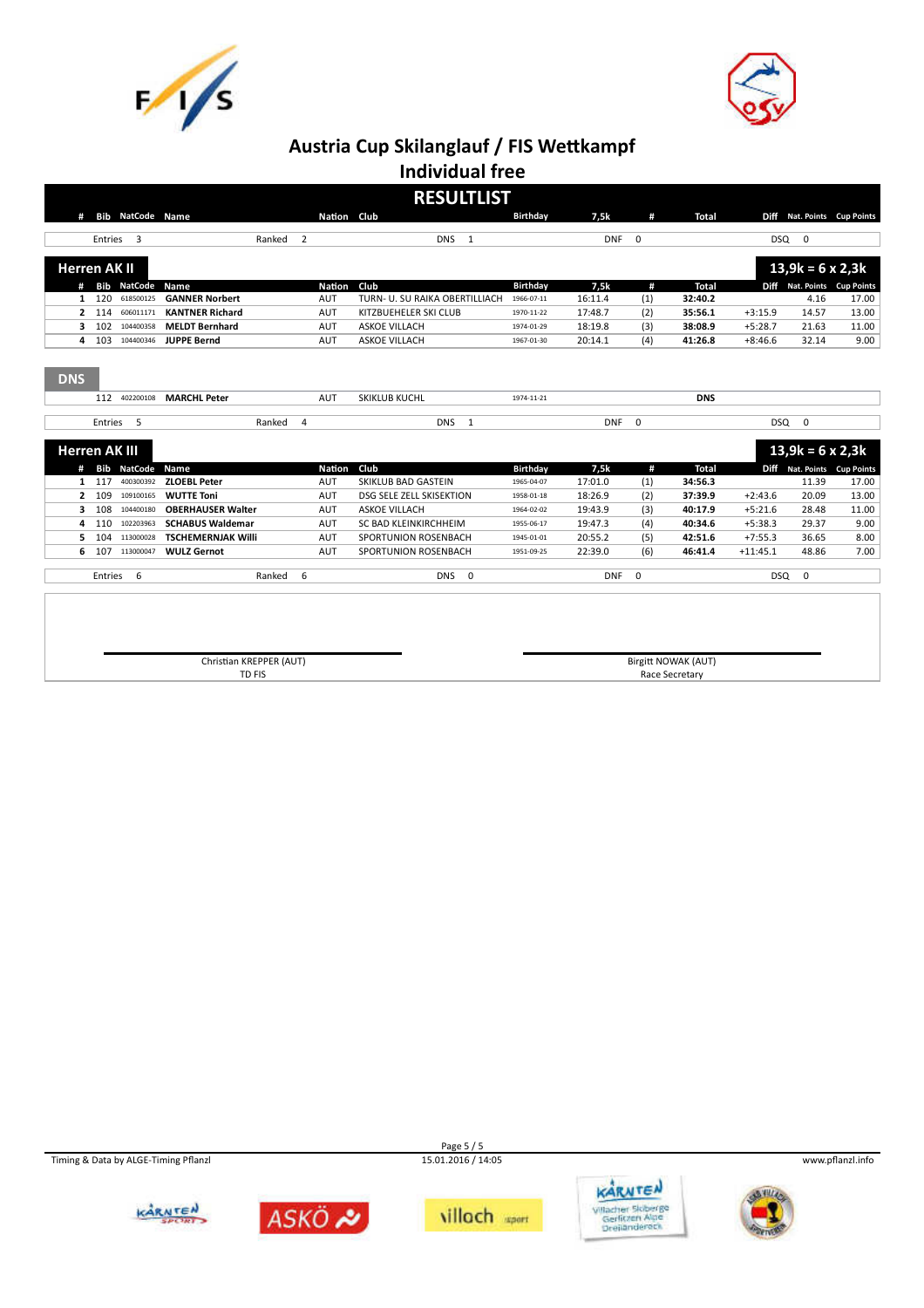# Austria Cup Skilanglauf / FIS Wettkampf

## Individual free

### RESULTLIST

| # | Bib | NatCode | Name | Nation | Club | Birthday | 7,5k | # | Total | Diff | Nat. Points | Cup Points |
|---|---|---|---|---|---|---|---|---|---|---|---|---|

Entries 3 | Ranked 2 | DNS 1 | DNF 0 | DSQ 0

### Herren AK II — 13,9k = 6 x 2,3k

| # | Bib | NatCode | Name | Nation | Club | Birthday | 7,5k | # | Total | Diff | Nat. Points | Cup Points |
|---|---|---|---|---|---|---|---|---|---|---|---|---|
| 1 | 120 | 618500125 | **GANNER Norbert** | AUT | TURN- U. SU RAIKA OBERTILLIACH | 1966-07-11 | 16:11.4 | (1) | **32:40.2** | | 4.16 | 17.00 |
| 2 | 114 | 606011171 | **KANTNER Richard** | AUT | KITZBUEHELER SKI CLUB | 1970-11-22 | 17:48.7 | (2) | **35:56.1** | +3:15.9 | 14.57 | 13.00 |
| 3 | 102 | 104400358 | **MELDT Bernhard** | AUT | ASKOE VILLACH | 1974-01-29 | 18:19.8 | (3) | **38:08.9** | +5:28.7 | 21.63 | 11.00 |
| 4 | 103 | 104400346 | **JUPPE Bernd** | AUT | ASKOE VILLACH | 1967-01-30 | 20:14.1 | (4) | **41:26.8** | +8:46.6 | 32.14 | 9.00 |

### DNS

| # | Bib | NatCode | Name | Nation | Club | Birthday | 7,5k | # | Total | Diff | Nat. Points | Cup Points |
|---|---|---|---|---|---|---|---|---|---|---|---|---|
| | 112 | 402200108 | **MARCHL Peter** | AUT | SKIKLUB KUCHL | 1974-11-21 | | | **DNS** | | | |

Entries 5 | Ranked 4 | DNS 1 | DNF 0 | DSQ 0

### Herren AK III — 13,9k = 6 x 2,3k

| # | Bib | NatCode | Name | Nation | Club | Birthday | 7,5k | # | Total | Diff | Nat. Points | Cup Points |
|---|---|---|---|---|---|---|---|---|---|---|---|---|
| 1 | 117 | 400300392 | **ZLOEBL Peter** | AUT | SKIKLUB BAD GASTEIN | 1965-04-07 | 17:01.0 | (1) | **34:56.3** | | 11.39 | 17.00 |
| 2 | 109 | 109100165 | **WUTTE Toni** | AUT | DSG SELE ZELL SKISEKTION | 1958-01-18 | 18:26.9 | (2) | **37:39.9** | +2:43.6 | 20.09 | 13.00 |
| 3 | 108 | 104400180 | **OBERHAUSER Walter** | AUT | ASKOE VILLACH | 1964-02-02 | 19:43.9 | (3) | **40:17.9** | +5:21.6 | 28.48 | 11.00 |
| 4 | 110 | 102203963 | **SCHABUS Waldemar** | AUT | SC BAD KLEINKIRCHHEIM | 1955-06-17 | 19:47.3 | (4) | **40:34.6** | +5:38.3 | 29.37 | 9.00 |
| 5 | 104 | 113000028 | **TSCHEMERNJAK Willi** | AUT | SPORTUNION ROSENBACH | 1945-01-01 | 20:55.2 | (5) | **42:51.6** | +7:55.3 | 36.65 | 8.00 |
| 6 | 107 | 113000047 | **WULZ Gernot** | AUT | SPORTUNION ROSENBACH | 1951-09-25 | 22:39.0 | (6) | **46:41.4** | +11:45.1 | 48.86 | 7.00 |

Entries 6 | Ranked 6 | DNS 0 | DNF 0 | DSQ 0

Christian KREPPER (AUT)
TD FIS

Birgitt NOWAK (AUT)
Race Secretary

Timing & Data by ALGE-Timing Pflanzl — 15.01.2016 / 14:05 — www.pflanzl.info